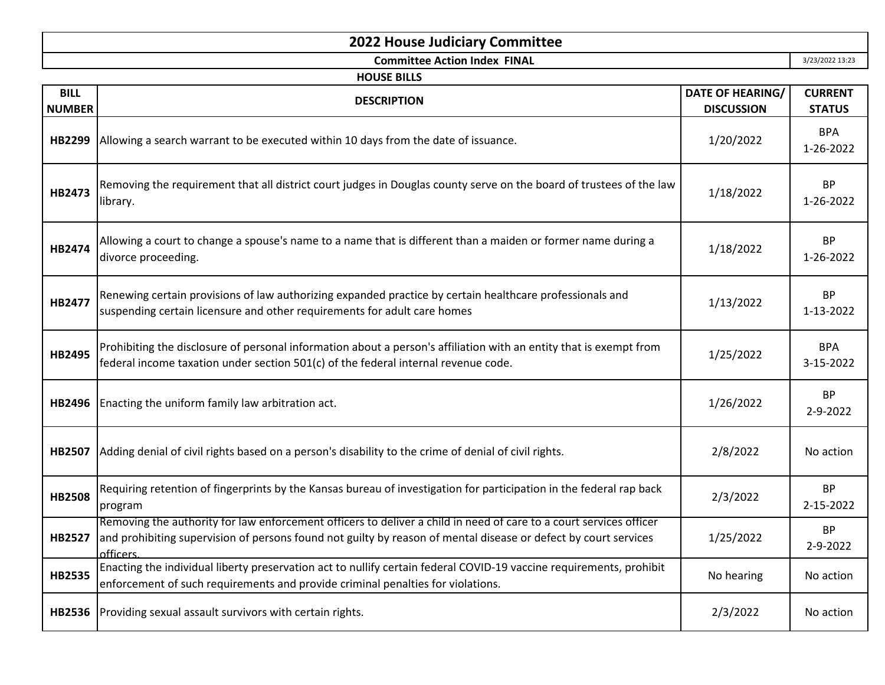# 2022 House Judiciary Committee

**Committee Action Index FINAL** 3/23/2022 13:23

**HOUSE BILLS**

| BILL NUMBER | DESCRIPTION | DATE OF HEARING/ DISCUSSION | CURRENT STATUS |
|---|---|---|---|
| **HB2299** | Allowing a search warrant to be executed within 10 days from the date of issuance. | 1/20/2022 | BPA 1-26-2022 |
| **HB2473** | Removing the requirement that all district court judges in Douglas county serve on the board of trustees of the law library. | 1/18/2022 | BP 1-26-2022 |
| **HB2474** | Allowing a court to change a spouse's name to a name that is different than a maiden or former name during a divorce proceeding. | 1/18/2022 | BP 1-26-2022 |
| **HB2477** | Renewing certain provisions of law authorizing expanded practice by certain healthcare professionals and suspending certain licensure and other requirements for adult care homes | 1/13/2022 | BP 1-13-2022 |
| **HB2495** | Prohibiting the disclosure of personal information about a person's affiliation with an entity that is exempt from federal income taxation under section 501(c) of the federal internal revenue code. | 1/25/2022 | BPA 3-15-2022 |
| **HB2496** | Enacting the uniform family law arbitration act. | 1/26/2022 | BP 2-9-2022 |
| **HB2507** | Adding denial of civil rights based on a person's disability to the crime of denial of civil rights. | 2/8/2022 | No action |
| **HB2508** | Requiring retention of fingerprints by the Kansas bureau of investigation for participation in the federal rap back program | 2/3/2022 | BP 2-15-2022 |
| **HB2527** | Removing the authority for law enforcement officers to deliver a child in need of care to a court services officer and prohibiting supervision of persons found not guilty by reason of mental disease or defect by court services officers. | 1/25/2022 | BP 2-9-2022 |
| **HB2535** | Enacting the individual liberty preservation act to nullify certain federal COVID-19 vaccine requirements, prohibit enforcement of such requirements and provide criminal penalties for violations. | No hearing | No action |
| **HB2536** | Providing sexual assault survivors with certain rights. | 2/3/2022 | No action |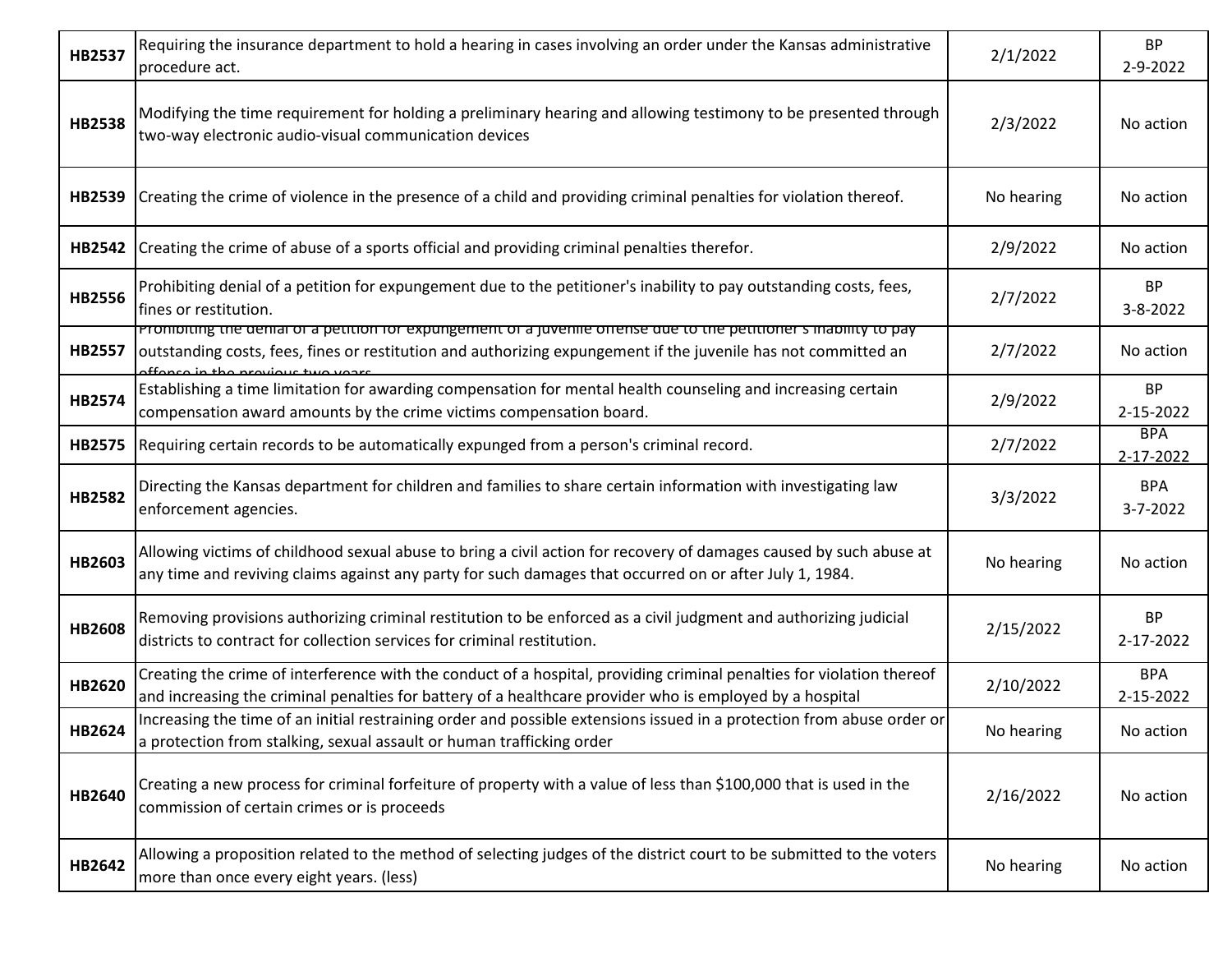| HB2537 | Requiring the insurance department to hold a hearing in cases involving an order under the Kansas administrative procedure act. | 2/1/2022 | BP 2-9-2022 |
|---|---|---|---|
| HB2538 | Modifying the time requirement for holding a preliminary hearing and allowing testimony to be presented through two-way electronic audio-visual communication devices | 2/3/2022 | No action |
| HB2539 | Creating the crime of violence in the presence of a child and providing criminal penalties for violation thereof. | No hearing | No action |
| HB2542 | Creating the crime of abuse of a sports official and providing criminal penalties therefor. | 2/9/2022 | No action |
| HB2556 | Prohibiting denial of a petition for expungement due to the petitioner's inability to pay outstanding costs, fees, fines or restitution. | 2/7/2022 | BP 3-8-2022 |
| HB2557 | Prohibiting the denial of a petition for expungement of a juvenile offense due to the petitioner's inability to pay outstanding costs, fees, fines or restitution and authorizing expungement if the juvenile has not committed an offense in the previous two years | 2/7/2022 | No action |
| HB2574 | Establishing a time limitation for awarding compensation for mental health counseling and increasing certain compensation award amounts by the crime victims compensation board. | 2/9/2022 | BP 2-15-2022 |
| HB2575 | Requiring certain records to be automatically expunged from a person's criminal record. | 2/7/2022 | BPA 2-17-2022 |
| HB2582 | Directing the Kansas department for children and families to share certain information with investigating law enforcement agencies. | 3/3/2022 | BPA 3-7-2022 |
| HB2603 | Allowing victims of childhood sexual abuse to bring a civil action for recovery of damages caused by such abuse at any time and reviving claims against any party for such damages that occurred on or after July 1, 1984. | No hearing | No action |
| HB2608 | Removing provisions authorizing criminal restitution to be enforced as a civil judgment and authorizing judicial districts to contract for collection services for criminal restitution. | 2/15/2022 | BP 2-17-2022 |
| HB2620 | Creating the crime of interference with the conduct of a hospital, providing criminal penalties for violation thereof and increasing the criminal penalties for battery of a healthcare provider who is employed by a hospital | 2/10/2022 | BPA 2-15-2022 |
| HB2624 | Increasing the time of an initial restraining order and possible extensions issued in a protection from abuse order or a protection from stalking, sexual assault or human trafficking order | No hearing | No action |
| HB2640 | Creating a new process for criminal forfeiture of property with a value of less than $100,000 that is used in the commission of certain crimes or is proceeds | 2/16/2022 | No action |
| HB2642 | Allowing a proposition related to the method of selecting judges of the district court to be submitted to the voters more than once every eight years. (less) | No hearing | No action |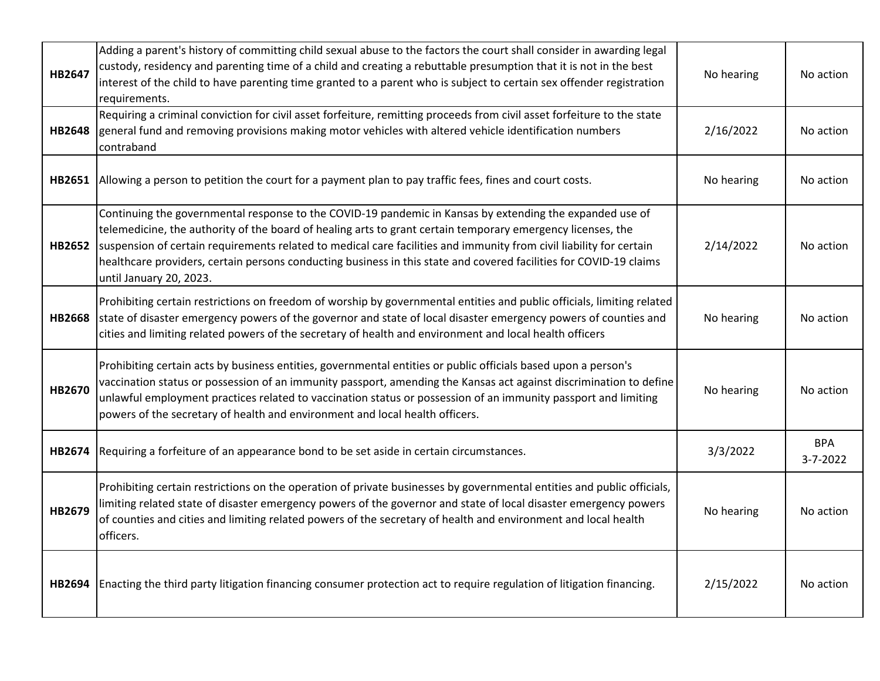| | | | |
|---|---|---|---|
| **HB2647** | Adding a parent's history of committing child sexual abuse to the factors the court shall consider in awarding legal custody, residency and parenting time of a child and creating a rebuttable presumption that it is not in the best interest of the child to have parenting time granted to a parent who is subject to certain sex offender registration requirements. | No hearing | No action |
| **HB2648** | Requiring a criminal conviction for civil asset forfeiture, remitting proceeds from civil asset forfeiture to the state general fund and removing provisions making motor vehicles with altered vehicle identification numbers contraband | 2/16/2022 | No action |
| **HB2651** | Allowing a person to petition the court for a payment plan to pay traffic fees, fines and court costs. | No hearing | No action |
| **HB2652** | Continuing the governmental response to the COVID-19 pandemic in Kansas by extending the expanded use of telemedicine, the authority of the board of healing arts to grant certain temporary emergency licenses, the suspension of certain requirements related to medical care facilities and immunity from civil liability for certain healthcare providers, certain persons conducting business in this state and covered facilities for COVID-19 claims until January 20, 2023. | 2/14/2022 | No action |
| **HB2668** | Prohibiting certain restrictions on freedom of worship by governmental entities and public officials, limiting related state of disaster emergency powers of the governor and state of local disaster emergency powers of counties and cities and limiting related powers of the secretary of health and environment and local health officers | No hearing | No action |
| **HB2670** | Prohibiting certain acts by business entities, governmental entities or public officials based upon a person's vaccination status or possession of an immunity passport, amending the Kansas act against discrimination to define unlawful employment practices related to vaccination status or possession of an immunity passport and limiting powers of the secretary of health and environment and local health officers. | No hearing | No action |
| **HB2674** | Requiring a forfeiture of an appearance bond to be set aside in certain circumstances. | 3/3/2022 | BPA 3-7-2022 |
| **HB2679** | Prohibiting certain restrictions on the operation of private businesses by governmental entities and public officials, limiting related state of disaster emergency powers of the governor and state of local disaster emergency powers of counties and cities and limiting related powers of the secretary of health and environment and local health officers. | No hearing | No action |
| **HB2694** | Enacting the third party litigation financing consumer protection act to require regulation of litigation financing. | 2/15/2022 | No action |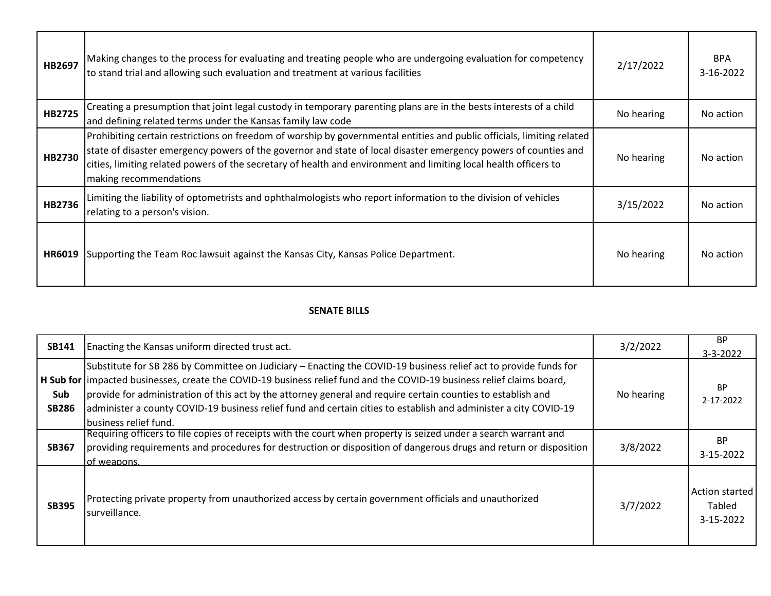| | | | |
|---|---|---|---|
| **HB2697** | Making changes to the process for evaluating and treating people who are undergoing evaluation for competency to stand trial and allowing such evaluation and treatment at various facilities | 2/17/2022 | BPA 3-16-2022 |
| **HB2725** | Creating a presumption that joint legal custody in temporary parenting plans are in the bests interests of a child and defining related terms under the Kansas family law code | No hearing | No action |
| **HB2730** | Prohibiting certain restrictions on freedom of worship by governmental entities and public officials, limiting related state of disaster emergency powers of the governor and state of local disaster emergency powers of counties and cities, limiting related powers of the secretary of health and environment and limiting local health officers to making recommendations | No hearing | No action |
| **HB2736** | Limiting the liability of optometrists and ophthalmologists who report information to the division of vehicles relating to a person's vision. | 3/15/2022 | No action |
| **HR6019** | Supporting the Team Roc lawsuit against the Kansas City, Kansas Police Department. | No hearing | No action |

**SENATE BILLS**

| | | | |
|---|---|---|---|
| **SB141** | Enacting the Kansas uniform directed trust act. | 3/2/2022 | BP 3-3-2022 |
| **H Sub for Sub SB286** | Substitute for SB 286 by Committee on Judiciary – Enacting the COVID-19 business relief act to provide funds for impacted businesses, create the COVID-19 business relief fund and the COVID-19 business relief claims board, provide for administration of this act by the attorney general and require certain counties to establish and administer a county COVID-19 business relief fund and certain cities to establish and administer a city COVID-19 business relief fund. | No hearing | BP 2-17-2022 |
| **SB367** | Requiring officers to file copies of receipts with the court when property is seized under a search warrant and providing requirements and procedures for destruction or disposition of dangerous drugs and return or disposition of weapons. | 3/8/2022 | BP 3-15-2022 |
| **SB395** | Protecting private property from unauthorized access by certain government officials and unauthorized surveillance. | 3/7/2022 | Action started Tabled 3-15-2022 |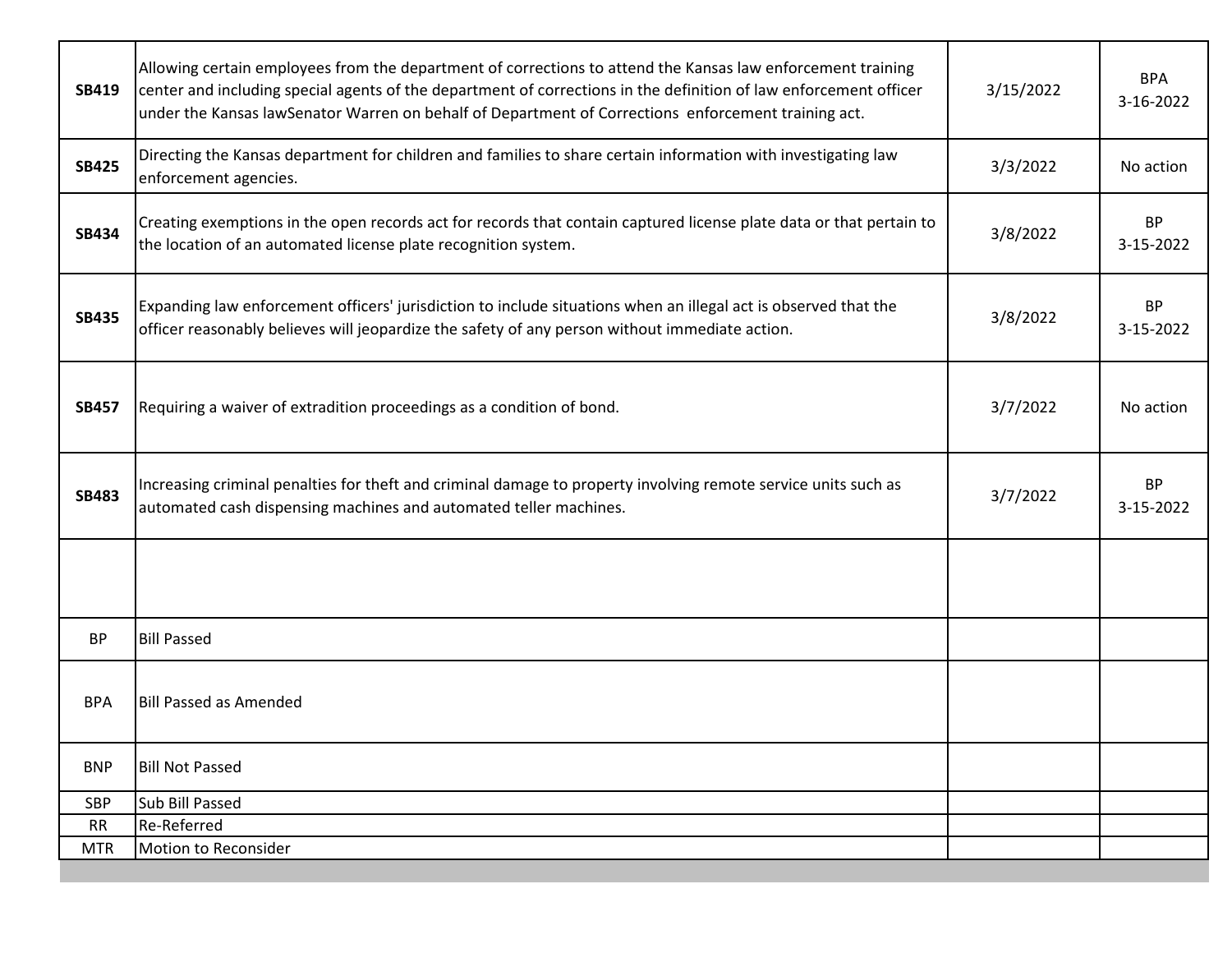| | | | |
|---|---|---|---|
| **SB419** | Allowing certain employees from the department of corrections to attend the Kansas law enforcement training center and including special agents of the department of corrections in the definition of law enforcement officer under the Kansas lawSenator Warren on behalf of Department of Corrections enforcement training act. | 3/15/2022 | BPA 3-16-2022 |
| **SB425** | Directing the Kansas department for children and families to share certain information with investigating law enforcement agencies. | 3/3/2022 | No action |
| **SB434** | Creating exemptions in the open records act for records that contain captured license plate data or that pertain to the location of an automated license plate recognition system. | 3/8/2022 | BP 3-15-2022 |
| **SB435** | Expanding law enforcement officers' jurisdiction to include situations when an illegal act is observed that the officer reasonably believes will jeopardize the safety of any person without immediate action. | 3/8/2022 | BP 3-15-2022 |
| **SB457** | Requiring a waiver of extradition proceedings as a condition of bond. | 3/7/2022 | No action |
| **SB483** | Increasing criminal penalties for theft and criminal damage to property involving remote service units such as automated cash dispensing machines and automated teller machines. | 3/7/2022 | BP 3-15-2022 |
| | | | |
| BP | Bill Passed | | |
| BPA | Bill Passed as Amended | | |
| BNP | Bill Not Passed | | |
| SBP | Sub Bill Passed | | |
| RR | Re-Referred | | |
| MTR | Motion to Reconsider | | |